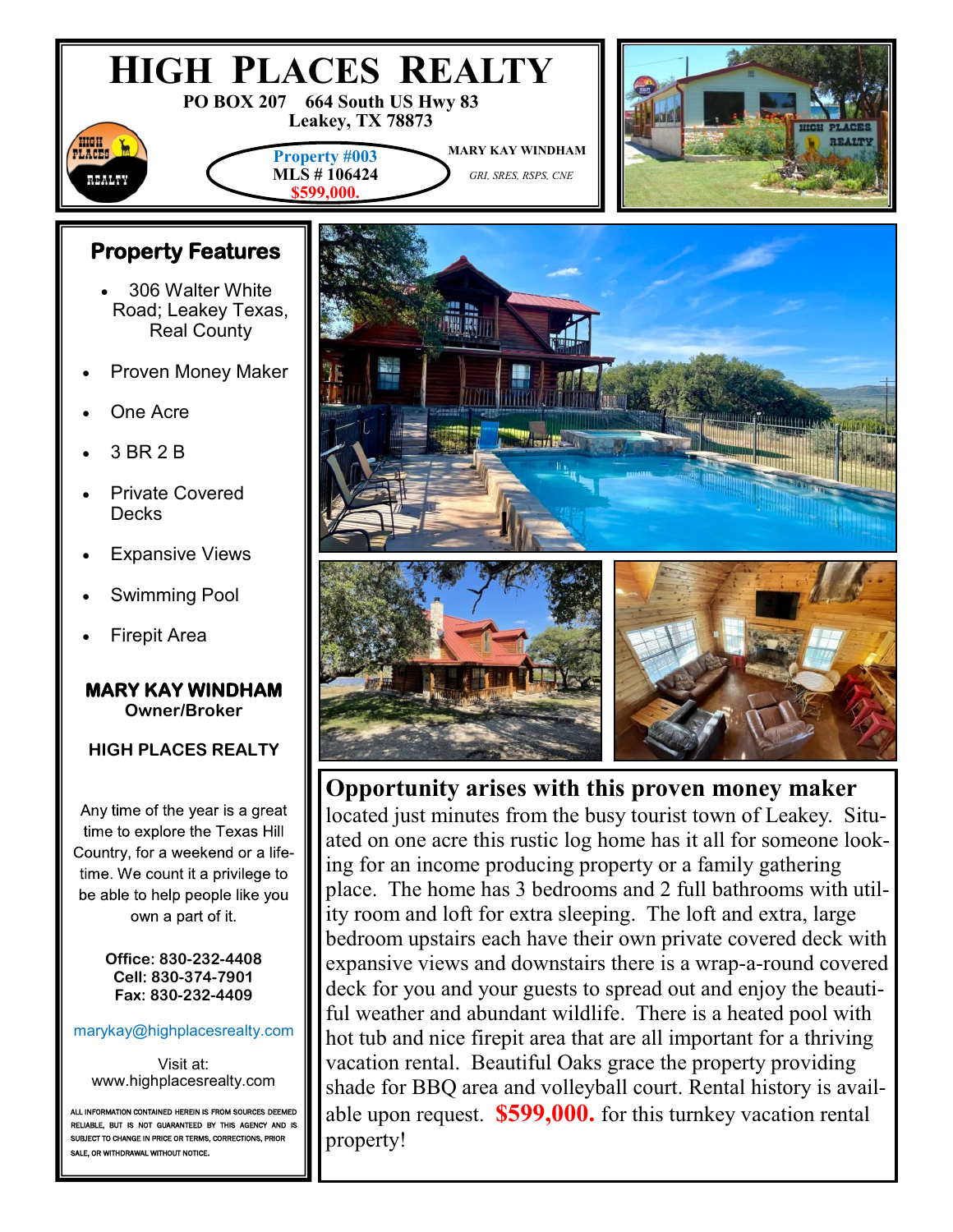# HIGH PLACES REALTY

PO BOX 207 664 South US Hwy 83
Leakey, TX 78873

**Property #003**
**MLS # 106424**
**$599,000.**

MARY KAY WINDHAM
*GRI, SRES, RSPS, CNE*

## Property Features

- 306 Walter White Road; Leakey Texas, Real County
- Proven Money Maker
- One Acre
- 3 BR 2 B
- Private Covered Decks
- Expansive Views
- Swimming Pool
- Firepit Area

**MARY KAY WINDHAM**
**Owner/Broker**

**HIGH PLACES REALTY**

Any time of the year is a great time to explore the Texas Hill Country, for a weekend or a lifetime. We count it a privilege to be able to help people like you own a part of it.

**Office: 830-232-4408**
**Cell: 830-374-7901**
**Fax: 830-232-4409**

marykay@highplacesrealty.com

Visit at:
www.highplacesrealty.com

ALL INFORMATION CONTAINED HEREIN IS FROM SOURCES DEEMED RELIABLE, BUT IS NOT GUARANTEED BY THIS AGENCY AND IS SUBJECT TO CHANGE IN PRICE OR TERMS, CORRECTIONS, PRIOR SALE, OR WITHDRAWAL WITHOUT NOTICE.

**Opportunity arises with this proven money maker** located just minutes from the busy tourist town of Leakey. Situated on one acre this rustic log home has it all for someone looking for an income producing property or a family gathering place. The home has 3 bedrooms and 2 full bathrooms with utility room and loft for extra sleeping. The loft and extra, large bedroom upstairs each have their own private covered deck with expansive views and downstairs there is a wrap-a-round covered deck for you and your guests to spread out and enjoy the beautiful weather and abundant wildlife. There is a heated pool with hot tub and nice firepit area that are all important for a thriving vacation rental. Beautiful Oaks grace the property providing shade for BBQ area and volleyball court. Rental history is available upon request. **$599,000.** for this turnkey vacation rental property!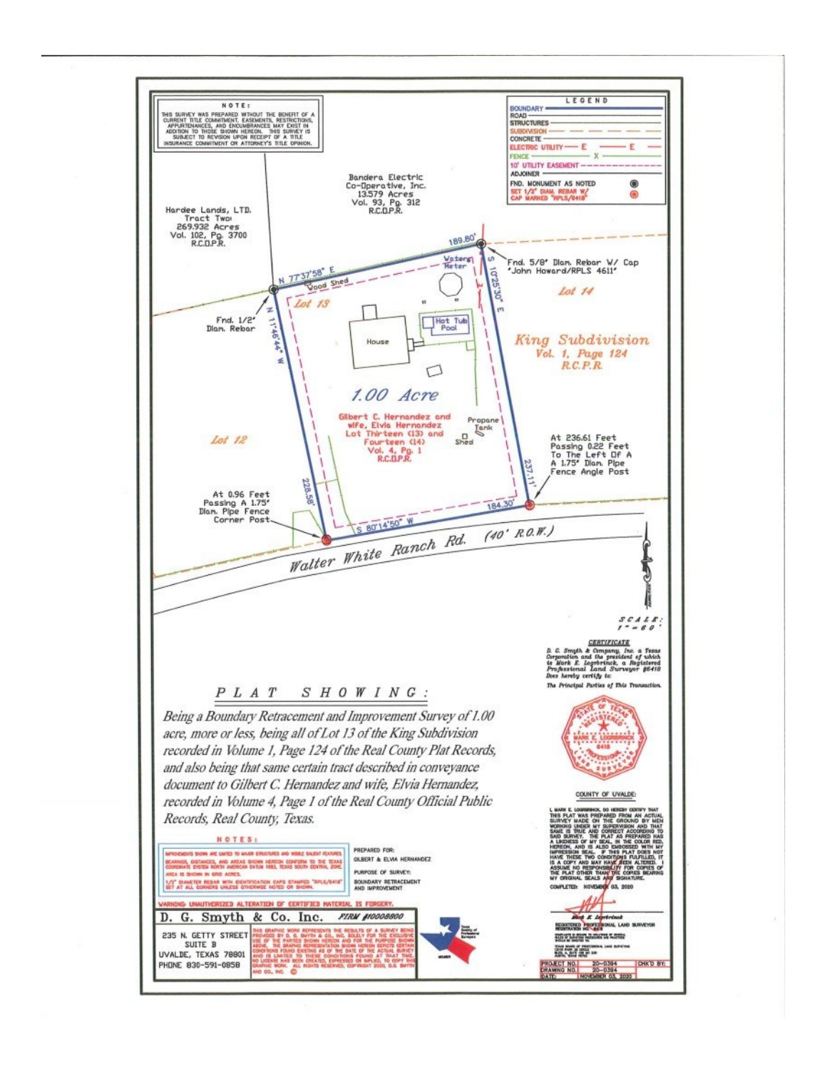**NOTE:**

THIS SURVEY WAS PREPARED WITHOUT THE BENEFIT OF A CURRENT TITLE COMMITMENT. EASEMENTS, RESTRICTIONS, APPURTENANCES, AND ENCUMBRANCES MAY EXIST IN ADDITION TO THOSE SHOWN HEREON. THIS SURVEY IS SUBJECT TO REVISION UPON RECEIPT OF A TITLE INSURANCE COMMITMENT OR ATTORNEY'S TITLE OPINION.

**LEGEND**

- BOUNDARY
- ROAD
- STRUCTURES
- SUBDIVISION
- CONCRETE
- ELECTRIC UTILITY — E — E
- FENCE — X
- 10' UTILITY EASEMENT
- ADJOINER
- FND. MONUMENT AS NOTED
- SET 1/2" DIAM. REBAR W/ CAP MARKED "RPLS/6418"

Bandera Electric Co-Operative, Inc.
13.579 Acres
Vol. 93, Pg. 312
R.C.O.P.R.

Hardee Lands, LTD.
Tract Two
269.932 Acres
Vol. 102, Pg. 3700
R.C.O.P.R.

189.80'

N 77°37'58" E

Wood Shed

Water Meter

Fnd. 5/8" Diam. Rebar W/ Cap "John Howard/RPLS 4611"

S 10°25'30" E

Lot 14

Fnd. 1/2" Diam. Rebar

N 11°46'44" W

Lot 13

House

Hot Tub

Pool

King Subdivision
Vol. 1, Page 124
R.C.P.R.

1.00 Acre

Gilbert C. Hernandez and wife, Elvia Hernandez
Lot Thirteen (13) and Fourteen (14)
Vol. 4, Pg. 1
R.C.O.P.R.

Propane Tank

Shed

Lot 12

At 236.61 Feet Passing 0.22 Feet To The Left Of A 1.75" Diam. Pipe Fence Angle Post

237.11'

228.58'

At 0.96 Feet Passing A 1.75" Diam. Pipe Fence Corner Post

184.30'

S 80°14'50" W

Walter White Ranch Rd. (40' R.O.W.)

SCALE: 1" = 60'

**CERTIFICATE**

*D. G. Smyth & Company, Inc. a Texas Corporation and the president of which is Mark E. Logsbrinck, a Registered Professional Land Surveyor #6418 Does hereby certify to:*

*The Principal Parties of This Transaction.*

## PLAT SHOWING:

*Being a Boundary Retracement and Improvement Survey of 1.00 acre, more or less, being all of Lot 13 of the King Subdivision recorded in Volume 1, Page 124 of the Real County Plat Records, and also being that same certain tract described in conveyance document to Gilbert C. Hernandez and wife, Elvia Hernandez, recorded in Volume 4, Page 1 of the Real County Official Public Records, Real County, Texas.*

STATE OF TEXAS — REGISTERED — MARK E. LOGSBRINCK — 6418 — PROFESSIONAL LAND SURVEYOR

COUNTY OF UVALDE:

I, MARK E. LOGSBRINCK, DO HEREBY CERTIFY THAT THIS PLAT WAS PREPARED FROM AN ACTUAL SURVEY MADE ON THE GROUND BY MEN WORKING UNDER MY SUPERVISION AND THAT SAME IS TRUE AND CORRECT ACCORDING TO SAID SURVEY. THE PLAT AS PREPARED HAS A LIKENESS OF MY SEAL, IN THE COLOR RED, HEREON, AND IS ALSO EMBOSSED WITH MY IMPRESSION SEAL. IF THIS PLAT DOES NOT HAVE THESE TWO CONDITIONS FULFILLED, IT IS A COPY AND MAY HAVE BEEN ALTERED. I ASSUME NO RESPONSIBILITY FOR COPIES OF THE PLAT OTHER THAN THE COPIES BEARING MY ORIGINAL SEALS AND SIGNATURE.

COMPLETED: NOVEMBER 03, 2020

**NOTES:**

IMPROVEMENTS SHOWN ARE LIMITED TO MAJOR STRUCTURES AND VISIBLE SALIENT FEATURES.

BEARINGS, DISTANCES, AND AREAS SHOWN HEREON CONFORM TO THE TEXAS COORDINATE SYSTEM NORTH AMERICAN DATUM 1983, TEXAS SOUTH CENTRAL ZONE. AREA IS SHOWN IN GRID ACRES.

1/2" DIAMETER REBAR WITH IDENTIFICATION CAPS STAMPED "RPLS/6418" SET AT ALL CORNERS UNLESS OTHERWISE NOTED OR SHOWN.

PREPARED FOR:
GILBERT & ELVIA HERNANDEZ

PURPOSE OF SURVEY:
BOUNDARY RETRACEMENT AND IMPROVEMENT

WARNING: UNAUTHORIZED ALTERATION OF CERTIFIED MATERIAL IS FORGERY.

**D. G. Smyth & Co. Inc.** *FIRM #10008800*

235 N. GETTY STREET
SUITE B
UVALDE, TEXAS 78801
PHONE 830-591-0858

THIS GRAPHIC WORK REPRESENTS THE RESULTS OF A SURVEY BEING PROVIDED BY D. G. SMYTH & CO., INC. SOLELY FOR THE EXCLUSIVE USE OF THE PARTIES SHOWN HEREON AND FOR THE PURPOSE SHOWN ABOVE. THE GRAPHIC REPRESENTATION SHOWN HEREON DEPICTS CERTAIN CONDITIONS FOUND EXISTING AS OF THE DATE OF THE ACTUAL SURVEY AND IS LIMITED TO THESE CONDITIONS FOUND AT THAT TIME. NO LICENSE HAS BEEN CREATED, EXPRESSED OR IMPLIED, TO COPY THIS GRAPHIC WORK. ALL RIGHTS RESERVED, COPYRIGHT 2020, D.G. SMYTH AND CO., INC. ©

Texas Society of Professional Surveyors — MEMBER

Mark E. Logsbrinck
REGISTERED PROFESSIONAL LAND SURVEYOR
REGISTRATION NO. 6418

| | | | |
|---|---|---|---|
| PROJECT NO. | 20-0394 | CHK'D BY: | |
| DRAWING NO. | 20-0394 | | |
| DATE: | NOVEMBER 03, 2020 | | |